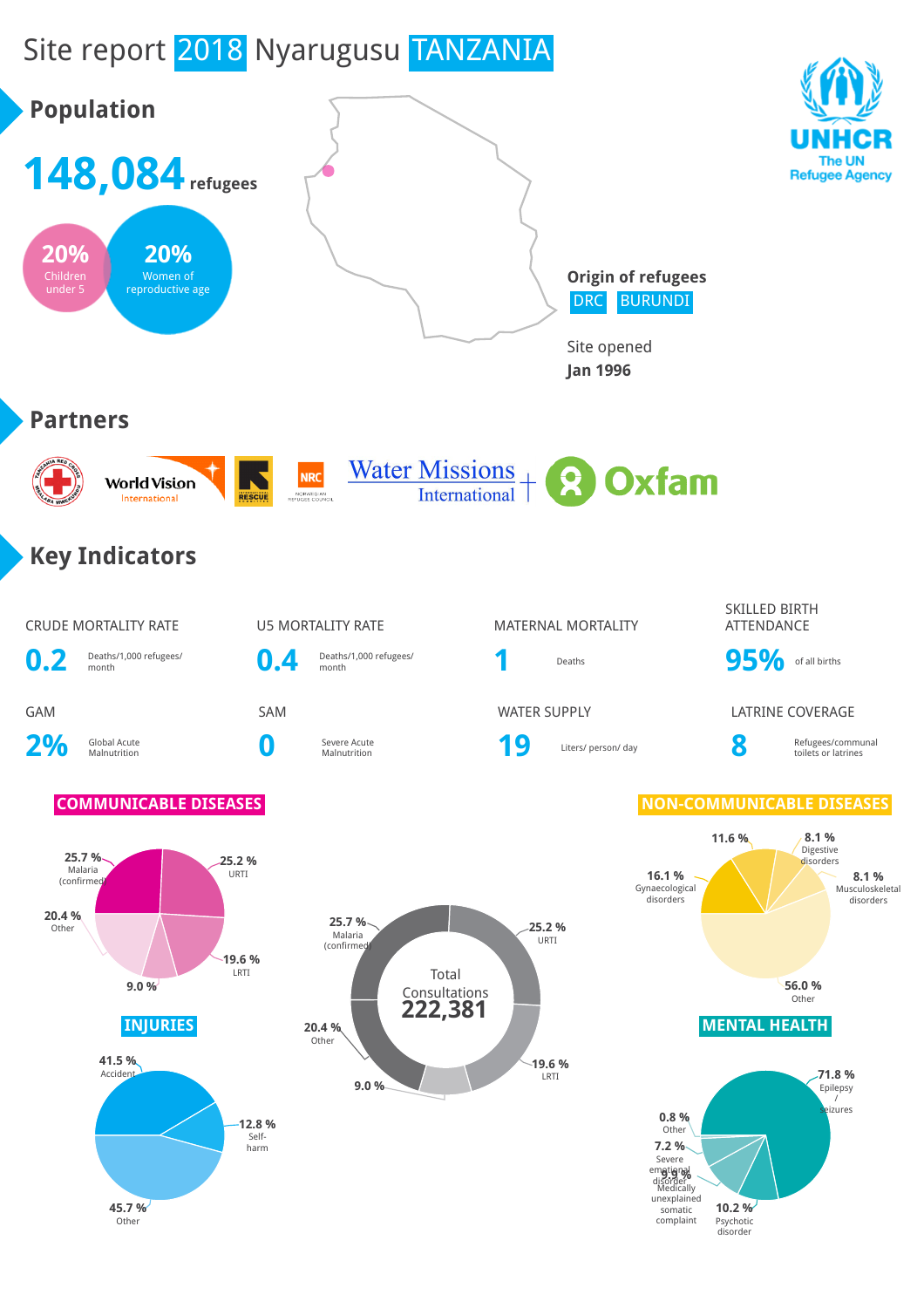# Site report 2018 Nyarugusu TANZANIA

## Population

**148,084** refugees

- **20%** Children under 5
- **20%** Women of reproductive age

**Origin of refugees**
DRC BURUNDI

Site opened
**Jan 1996**

## Partners

Tanzania Red Cross, World Vision International, International Rescue Committee, NRC Norwegian Refugee Council, Water Missions International, Oxfam

## Key Indicators

| Indicator | Value | Unit |
|---|---|---|
| CRUDE MORTALITY RATE | 0.2 | Deaths/1,000 refugees/ month |
| U5 MORTALITY RATE | 0.4 | Deaths/1,000 refugees/ month |
| MATERNAL MORTALITY | 1 | Deaths |
| SKILLED BIRTH ATTENDANCE | 95% | of all births |
| GAM | 2% | Global Acute Malnutrition |
| SAM | 0 | Severe Acute Malnutrition |
| WATER SUPPLY | 19 | Liters/ person/ day |
| LATRINE COVERAGE | 8 | Refugees/communal toilets or latrines |

### COMMUNICABLE DISEASES

- 25.7 % Malaria (confirmed)
- 25.2 % URTI
- 19.6 % LRTI
- 9.0 %
- 20.4 % Other

Total Consultations **222,381**

- 25.7 % Malaria (confirmed)
- 25.2 % URTI
- 19.6 % LRTI
- 9.0 %
- 20.4 % Other

### NON-COMMUNICABLE DISEASES

- 11.6 %
- 8.1 % Digestive disorders
- 8.1 % Musculoskeletal disorders
- 16.1 % Gynaecological disorders
- 56.0 % Other

### INJURIES

- 41.5 % Accident
- 12.8 % Self-harm
- 45.7 % Other

### MENTAL HEALTH

- 71.8 % Epilepsy / seizures
- 0.8 % Other
- 7.2 % Severe emotional disorder
- 9.9 % Medically unexplained somatic complaint
- 10.2 % Psychotic disorder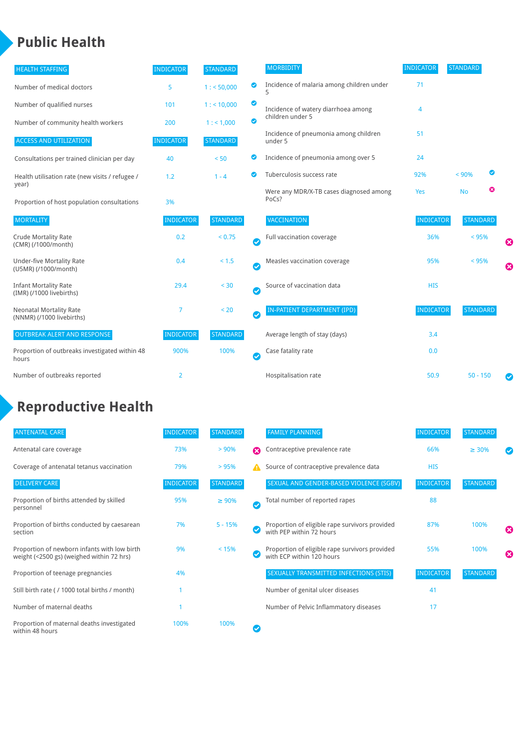# Public Health

| HEALTH STAFFING | INDICATOR | STANDARD | |
|---|---|---|---|
| Number of medical doctors | 5 | 1 : < 50,000 | ✔ |
| Number of qualified nurses | 101 | 1 : < 10,000 | ✔ |
| Number of community health workers | 200 | 1 : < 1,000 | ✔ |

| ACCESS AND UTILIZATION | INDICATOR | STANDARD | |
|---|---|---|---|
| Consultations per trained clinician per day | 40 | < 50 | ✔ |
| Health utilisation rate (new visits / refugee / year) | 1.2 | 1 - 4 | ✔ |
| Proportion of host population consultations | 3% | | |

| MORBIDITY | INDICATOR | STANDARD | |
|---|---|---|---|
| Incidence of malaria among children under 5 | 71 | | |
| Incidence of watery diarrhoea among children under 5 | 4 | | |
| Incidence of pneumonia among children under 5 | 51 | | |
| Incidence of pneumonia among over 5 | 24 | | |
| Tuberculosis success rate | 92% | < 90% | ✔ |
| Were any MDR/X-TB cases diagnosed among PoCs? | Yes | No | ✖ |

| MORTALITY | INDICATOR | STANDARD | |
|---|---|---|---|
| Crude Mortality Rate (CMR) (/1000/month) | 0.2 | < 0.75 | ✔ |
| Under-five Mortality Rate (U5MR) (/1000/month) | 0.4 | < 1.5 | ✔ |
| Infant Mortality Rate (IMR) (/1000 livebirths) | 29.4 | < 30 | ✔ |
| Neonatal Mortality Rate (NNMR) (/1000 livebirths) | 7 | < 20 | ✔ |

| VACCINATION | INDICATOR | STANDARD | |
|---|---|---|---|
| Full vaccination coverage | 36% | < 95% | ✖ |
| Measles vaccination coverage | 95% | < 95% | ✖ |
| Source of vaccination data | HIS | | |

| OUTBREAK ALERT AND RESPONSE | INDICATOR | STANDARD | |
|---|---|---|---|
| Proportion of outbreaks investigated within 48 hours | 900% | 100% | ✔ |
| Number of outbreaks reported | 2 | | |

| IN-PATIENT DEPARTMENT (IPD) | INDICATOR | STANDARD | |
|---|---|---|---|
| Average length of stay (days) | 3.4 | | |
| Case fatality rate | 0.0 | | |
| Hospitalisation rate | 50.9 | 50 - 150 | ✔ |

# Reproductive Health

| ANTENATAL CARE | INDICATOR | STANDARD | |
|---|---|---|---|
| Antenatal care coverage | 73% | > 90% | ✖ |
| Coverage of antenatal tetanus vaccination | 79% | > 95% | ⚠ |

| DELIVERY CARE | INDICATOR | STANDARD | |
|---|---|---|---|
| Proportion of births attended by skilled personnel | 95% | ≥ 90% | ✔ |
| Proportion of births conducted by caesarean section | 7% | 5 - 15% | ✔ |
| Proportion of newborn infants with low birth weight (<2500 gs) (weighed within 72 hrs) | 9% | < 15% | ✔ |
| Proportion of teenage pregnancies | 4% | | |
| Still birth rate ( / 1000 total births / month) | 1 | | |
| Number of maternal deaths | 1 | | |
| Proportion of maternal deaths investigated within 48 hours | 100% | 100% | ✔ |

| FAMILY PLANNING | INDICATOR | STANDARD | |
|---|---|---|---|
| Contraceptive prevalence rate | 66% | ≥ 30% | ✔ |
| Source of contraceptive prevalence data | HIS | | |

| SEXUAL AND GENDER-BASED VIOLENCE (SGBV) | INDICATOR | STANDARD | |
|---|---|---|---|
| Total number of reported rapes | 88 | | |
| Proportion of eligible rape survivors provided with PEP within 72 hours | 87% | 100% | ✖ |
| Proportion of eligible rape survivors provided with ECP within 120 hours | 55% | 100% | ✖ |

| SEXUALLY TRANSMITTED INFECTIONS (STIS) | INDICATOR | STANDARD |
|---|---|---|
| Number of genital ulcer diseases | 41 | |
| Number of Pelvic Inflammatory diseases | 17 | |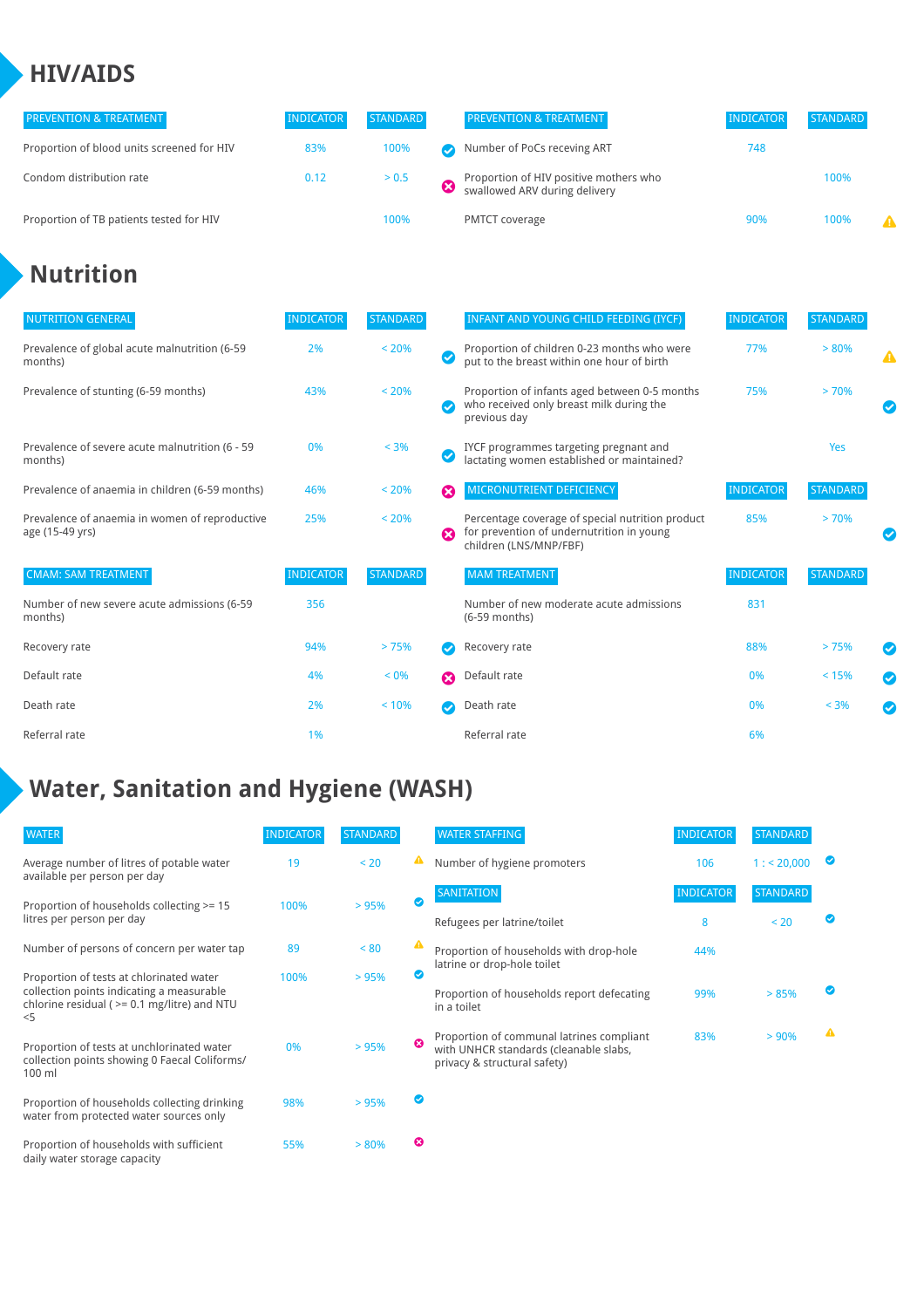# HIV/AIDS

| PREVENTION & TREATMENT | INDICATOR | STANDARD | |
|---|---|---|---|
| Proportion of blood units screened for HIV | 83% | 100% | ✔ |
| Condom distribution rate | 0.12 | > 0.5 | ✖ |
| Proportion of TB patients tested for HIV | | 100% | |

| PREVENTION & TREATMENT | INDICATOR | STANDARD | |
|---|---|---|---|
| Number of PoCs receving ART | 748 | | |
| Proportion of HIV positive mothers who swallowed ARV during delivery | | 100% | |
| PMTCT coverage | 90% | 100% | ⚠ |

# Nutrition

| NUTRITION GENERAL | INDICATOR | STANDARD | |
|---|---|---|---|
| Prevalence of global acute malnutrition (6-59 months) | 2% | < 20% | ✔ |
| Prevalence of stunting (6-59 months) | 43% | < 20% | |
| Prevalence of severe acute malnutrition (6 - 59 months) | 0% | < 3% | ✔ |
| Prevalence of anaemia in children (6-59 months) | 46% | < 20% | ✖ |
| Prevalence of anaemia in women of reproductive age (15-49 yrs) | 25% | < 20% | ✖ |

| INFANT AND YOUNG CHILD FEEDING (IYCF) | INDICATOR | STANDARD | |
|---|---|---|---|
| Proportion of children 0-23 months who were put to the breast within one hour of birth | 77% | > 80% | ⚠ |
| Proportion of infants aged between 0-5 months who received only breast milk during the previous day | 75% | > 70% | ✔ |
| IYCF programmes targeting pregnant and lactating women established or maintained? | | Yes | |

| MICRONUTRIENT DEFICIENCY | INDICATOR | STANDARD | |
|---|---|---|---|
| Percentage coverage of special nutrition product for prevention of undernutrition in young children (LNS/MNP/FBF) | 85% | > 70% | ✔ |

| CMAM: SAM TREATMENT | INDICATOR | STANDARD | |
|---|---|---|---|
| Number of new severe acute admissions (6-59 months) | 356 | | |
| Recovery rate | 94% | > 75% | ✔ |
| Default rate | 4% | < 0% | ✖ |
| Death rate | 2% | < 10% | ✔ |
| Referral rate | 1% | | |

| MAM TREATMENT | INDICATOR | STANDARD | |
|---|---|---|---|
| Number of new moderate acute admissions (6-59 months) | 831 | | |
| Recovery rate | 88% | > 75% | ✔ |
| Default rate | 0% | < 15% | ✔ |
| Death rate | 0% | < 3% | ✔ |
| Referral rate | 6% | | |

# Water, Sanitation and Hygiene (WASH)

| WATER | INDICATOR | STANDARD | |
|---|---|---|---|
| Average number of litres of potable water available per person per day | 19 | < 20 | ⚠ |
| Proportion of households collecting >= 15 litres per person per day | 100% | > 95% | ✔ |
| Number of persons of concern per water tap | 89 | < 80 | ⚠ |
| Proportion of tests at chlorinated water collection points indicating a measurable chlorine residual ( >= 0.1 mg/litre) and NTU <5 | 100% | > 95% | ✔ |
| Proportion of tests at unchlorinated water collection points showing 0 Faecal Coliforms/ 100 ml | 0% | > 95% | ✖ |
| Proportion of households collecting drinking water from protected water sources only | 98% | > 95% | ✔ |
| Proportion of households with sufficient daily water storage capacity | 55% | > 80% | ✖ |

| WATER STAFFING | INDICATOR | STANDARD | |
|---|---|---|---|
| Number of hygiene promoters | 106 | 1 : < 20,000 | ✔ |

| SANITATION | INDICATOR | STANDARD | |
|---|---|---|---|
| Refugees per latrine/toilet | 8 | < 20 | ✔ |
| Proportion of households with drop-hole latrine or drop-hole toilet | 44% | | |
| Proportion of households report defecating in a toilet | 99% | > 85% | ✔ |
| Proportion of communal latrines compliant with UNHCR standards (cleanable slabs, privacy & structural safety) | 83% | > 90% | ⚠ |